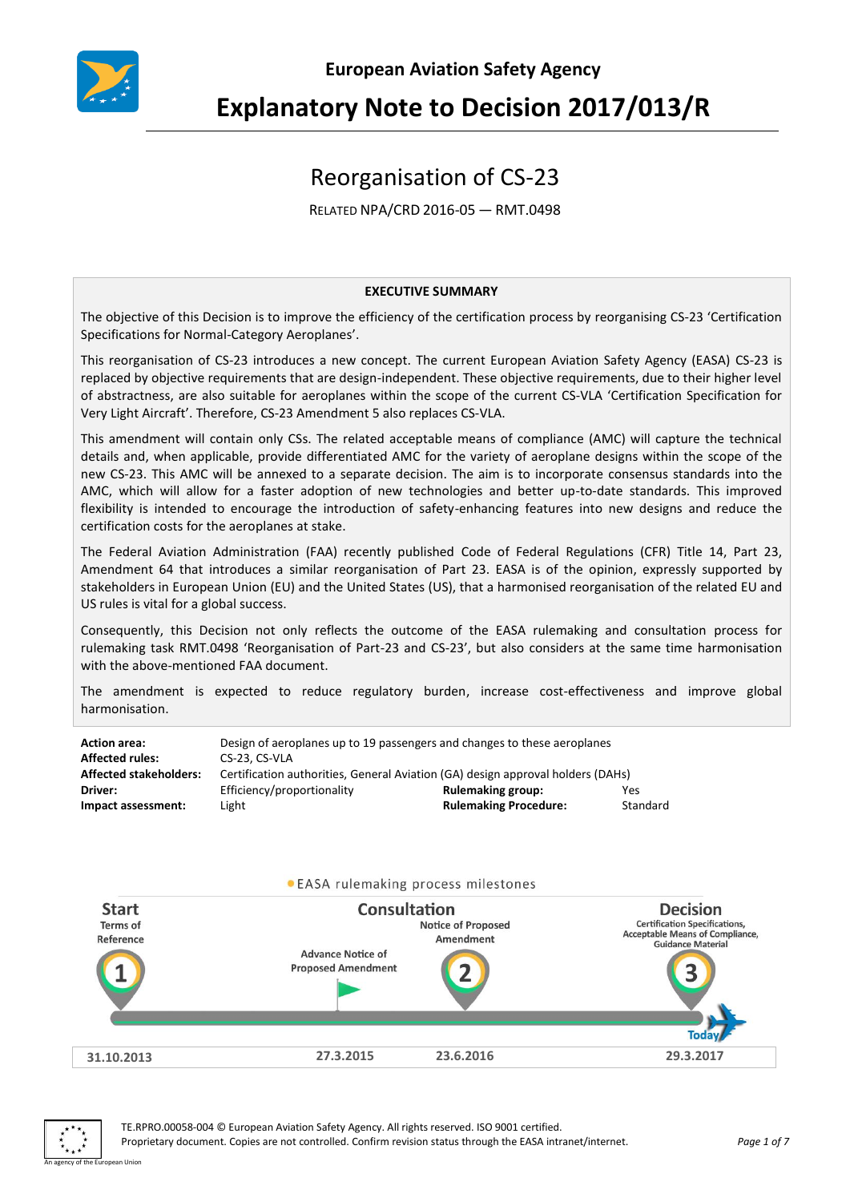European Aviation Safety Agency

# Explanatory Note to Decision 2017/013/R

## Reorganisation of CS-23

RELATED NPA/CRD 2016-05 — RMT.0498

**EXECUTIVE SUMMARY**

The objective of this Decision is to improve the efficiency of the certification process by reorganising CS-23 'Certification Specifications for Normal-Category Aeroplanes'.

This reorganisation of CS-23 introduces a new concept. The current European Aviation Safety Agency (EASA) CS-23 is replaced by objective requirements that are design-independent. These objective requirements, due to their higher level of abstractness, are also suitable for aeroplanes within the scope of the current CS-VLA 'Certification Specification for Very Light Aircraft'. Therefore, CS-23 Amendment 5 also replaces CS-VLA.

This amendment will contain only CSs. The related acceptable means of compliance (AMC) will capture the technical details and, when applicable, provide differentiated AMC for the variety of aeroplane designs within the scope of the new CS-23. This AMC will be annexed to a separate decision. The aim is to incorporate consensus standards into the AMC, which will allow for a faster adoption of new technologies and better up-to-date standards. This improved flexibility is intended to encourage the introduction of safety-enhancing features into new designs and reduce the certification costs for the aeroplanes at stake.

The Federal Aviation Administration (FAA) recently published Code of Federal Regulations (CFR) Title 14, Part 23, Amendment 64 that introduces a similar reorganisation of Part 23. EASA is of the opinion, expressly supported by stakeholders in European Union (EU) and the United States (US), that a harmonised reorganisation of the related EU and US rules is vital for a global success.

Consequently, this Decision not only reflects the outcome of the EASA rulemaking and consultation process for rulemaking task RMT.0498 'Reorganisation of Part-23 and CS-23', but also considers at the same time harmonisation with the above-mentioned FAA document.

The amendment is expected to reduce regulatory burden, increase cost-effectiveness and improve global harmonisation.

| | | | |
|---|---|---|---|
| **Action area:** | Design of aeroplanes up to 19 passengers and changes to these aeroplanes | | |
| **Affected rules:** | CS-23, CS-VLA | | |
| **Affected stakeholders:** | Certification authorities, General Aviation (GA) design approval holders (DAHs) | | |
| **Driver:** | Efficiency/proportionality | **Rulemaking group:** | Yes |
| **Impact assessment:** | Light | **Rulemaking Procedure:** | Standard |

EASA rulemaking process milestones

| Start: Terms of Reference (1) | Consultation: Advance Notice of Proposed Amendment | Consultation: Notice of Proposed Amendment (2) | Decision: Certification Specifications, Acceptable Means of Compliance, Guidance Material (3) — Today |
|---|---|---|---|
| 31.10.2013 | 27.3.2015 | 23.6.2016 | 29.3.2017 |

TE.RPRO.00058-004 © European Aviation Safety Agency. All rights reserved. ISO 9001 certified.
Proprietary document. Copies are not controlled. Confirm revision status through the EASA intranet/internet.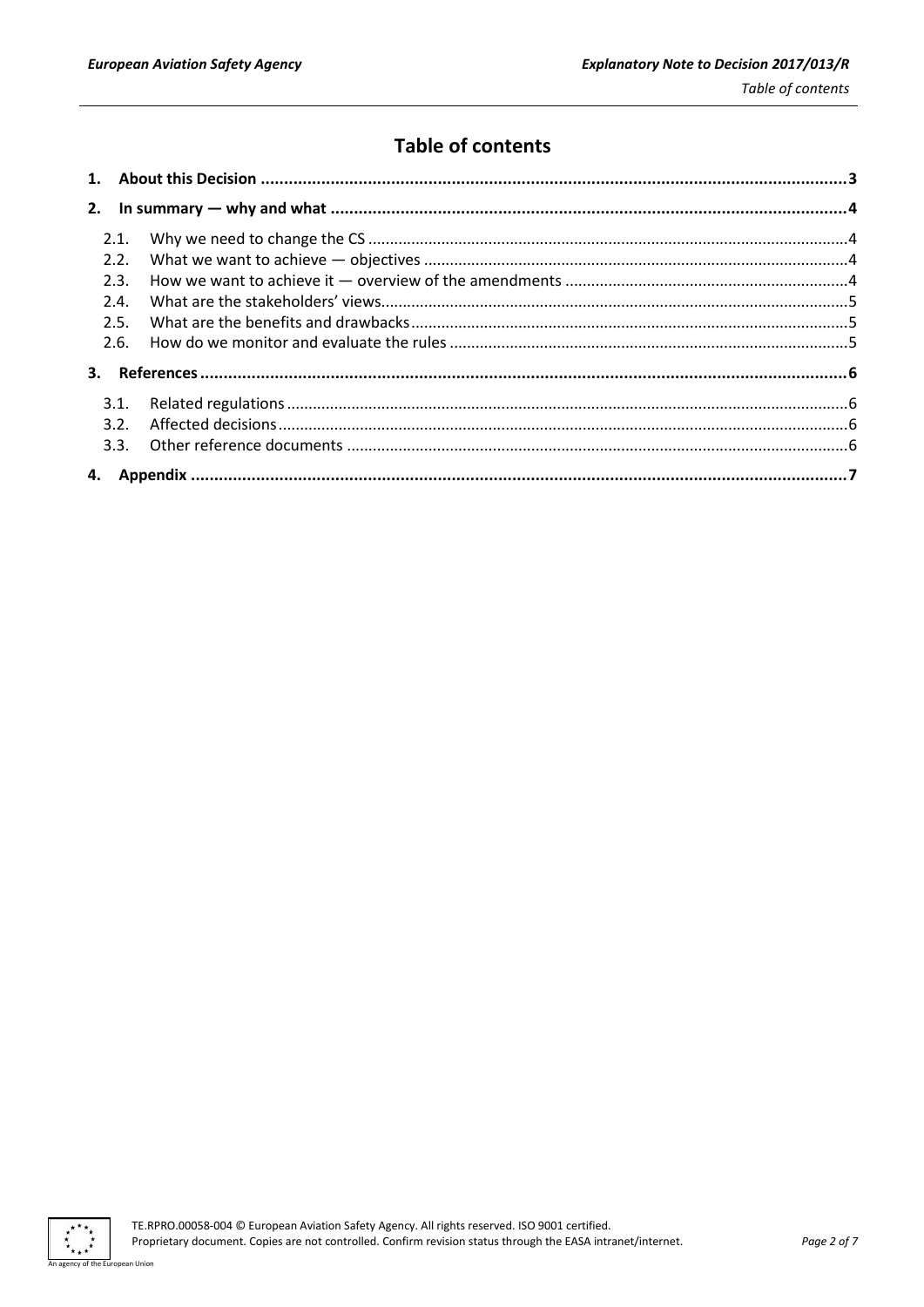# Table of contents

1. **About this Decision** ..... 3
2. **In summary — why and what** ..... 4
   - 2.1. Why we need to change the CS ..... 4
   - 2.2. What we want to achieve — objectives ..... 4
   - 2.3. How we want to achieve it — overview of the amendments ..... 4
   - 2.4. What are the stakeholders' views ..... 5
   - 2.5. What are the benefits and drawbacks ..... 5
   - 2.6. How do we monitor and evaluate the rules ..... 5
3. **References** ..... 6
   - 3.1. Related regulations ..... 6
   - 3.2. Affected decisions ..... 6
   - 3.3. Other reference documents ..... 6
4. **Appendix** ..... 7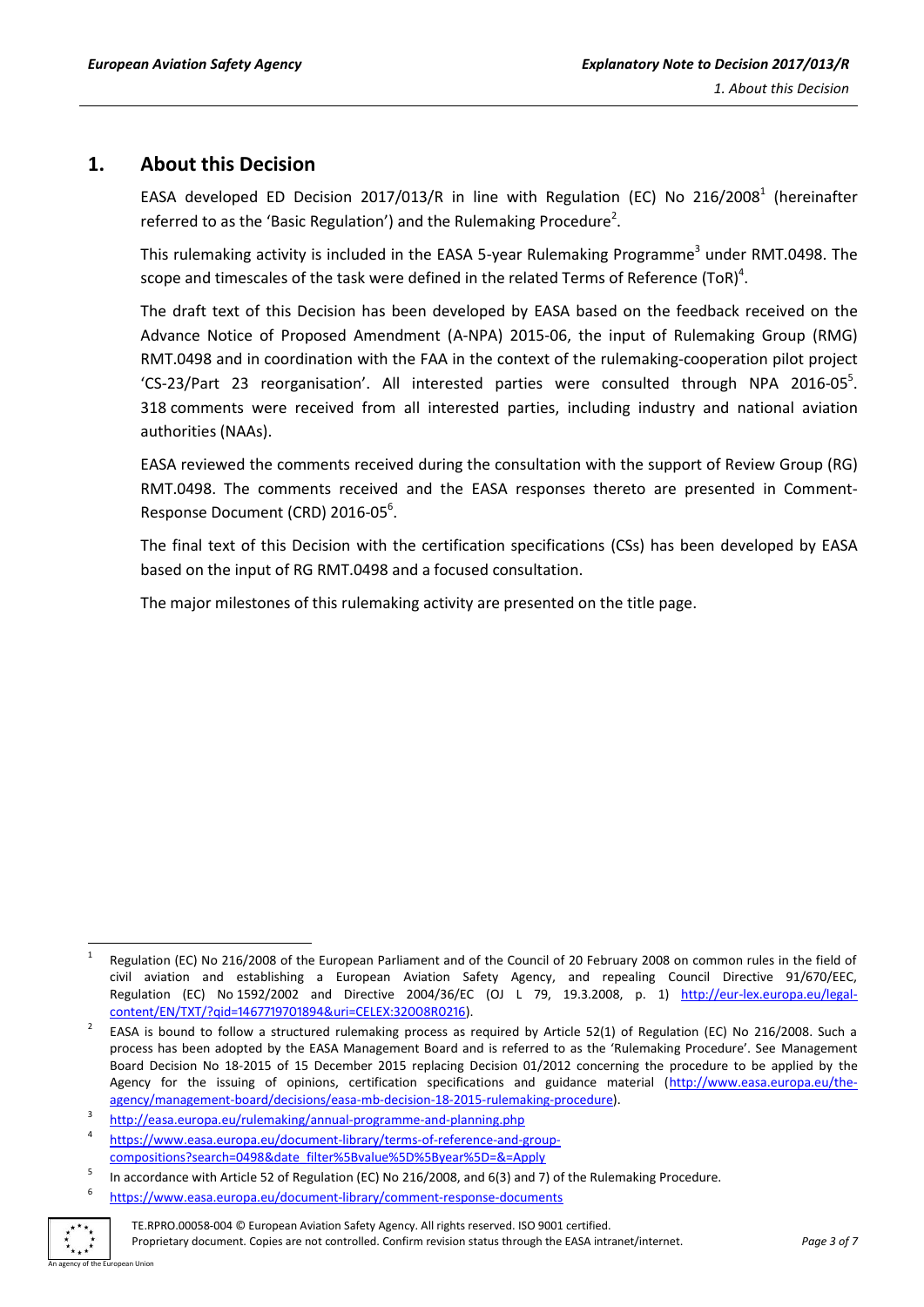# 1. About this Decision

EASA developed ED Decision 2017/013/R in line with Regulation (EC) No 216/2008[1] (hereinafter referred to as the 'Basic Regulation') and the Rulemaking Procedure[2].

This rulemaking activity is included in the EASA 5-year Rulemaking Programme[3] under RMT.0498. The scope and timescales of the task were defined in the related Terms of Reference (ToR)[4].

The draft text of this Decision has been developed by EASA based on the feedback received on the Advance Notice of Proposed Amendment (A-NPA) 2015-06, the input of Rulemaking Group (RMG) RMT.0498 and in coordination with the FAA in the context of the rulemaking-cooperation pilot project 'CS-23/Part 23 reorganisation'. All interested parties were consulted through NPA 2016-05[5]. 318 comments were received from all interested parties, including industry and national aviation authorities (NAAs).

EASA reviewed the comments received during the consultation with the support of Review Group (RG) RMT.0498. The comments received and the EASA responses thereto are presented in Comment-Response Document (CRD) 2016-05[6].

The final text of this Decision with the certification specifications (CSs) has been developed by EASA based on the input of RG RMT.0498 and a focused consultation.

The major milestones of this rulemaking activity are presented on the title page.

---

[1] Regulation (EC) No 216/2008 of the European Parliament and of the Council of 20 February 2008 on common rules in the field of civil aviation and establishing a European Aviation Safety Agency, and repealing Council Directive 91/670/EEC, Regulation (EC) No 1592/2002 and Directive 2004/36/EC (OJ L 79, 19.3.2008, p. 1) (http://eur-lex.europa.eu/legal-content/EN/TXT/?qid=1467719701894&uri=CELEX:32008R0216).

[2] EASA is bound to follow a structured rulemaking process as required by Article 52(1) of Regulation (EC) No 216/2008. Such a process has been adopted by the EASA Management Board and is referred to as the 'Rulemaking Procedure'. See Management Board Decision No 18-2015 of 15 December 2015 replacing Decision 01/2012 concerning the procedure to be applied by the Agency for the issuing of opinions, certification specifications and guidance material (http://www.easa.europa.eu/the-agency/management-board/decisions/easa-mb-decision-18-2015-rulemaking-procedure).

[3] http://easa.europa.eu/rulemaking/annual-programme-and-planning.php

[4] https://www.easa.europa.eu/document-library/terms-of-reference-and-group-compositions?search=0498&date_filter%5Bvalue%5D%5Byear%5D=&=Apply

[5] In accordance with Article 52 of Regulation (EC) No 216/2008, and 6(3) and 7) of the Rulemaking Procedure.

[6] https://www.easa.europa.eu/document-library/comment-response-documents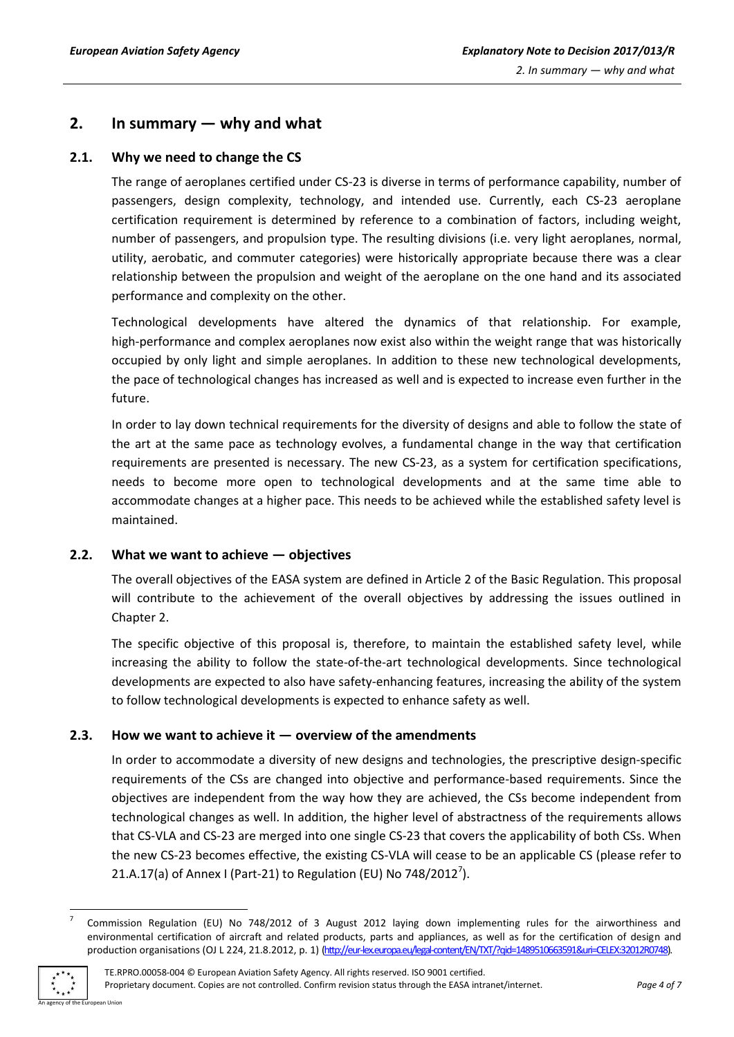## 2. In summary — why and what

### 2.1. Why we need to change the CS

The range of aeroplanes certified under CS-23 is diverse in terms of performance capability, number of passengers, design complexity, technology, and intended use. Currently, each CS-23 aeroplane certification requirement is determined by reference to a combination of factors, including weight, number of passengers, and propulsion type. The resulting divisions (i.e. very light aeroplanes, normal, utility, aerobatic, and commuter categories) were historically appropriate because there was a clear relationship between the propulsion and weight of the aeroplane on the one hand and its associated performance and complexity on the other.

Technological developments have altered the dynamics of that relationship. For example, high-performance and complex aeroplanes now exist also within the weight range that was historically occupied by only light and simple aeroplanes. In addition to these new technological developments, the pace of technological changes has increased as well and is expected to increase even further in the future.

In order to lay down technical requirements for the diversity of designs and able to follow the state of the art at the same pace as technology evolves, a fundamental change in the way that certification requirements are presented is necessary. The new CS-23, as a system for certification specifications, needs to become more open to technological developments and at the same time able to accommodate changes at a higher pace. This needs to be achieved while the established safety level is maintained.

### 2.2. What we want to achieve — objectives

The overall objectives of the EASA system are defined in Article 2 of the Basic Regulation. This proposal will contribute to the achievement of the overall objectives by addressing the issues outlined in Chapter 2.

The specific objective of this proposal is, therefore, to maintain the established safety level, while increasing the ability to follow the state-of-the-art technological developments. Since technological developments are expected to also have safety-enhancing features, increasing the ability of the system to follow technological developments is expected to enhance safety as well.

### 2.3. How we want to achieve it — overview of the amendments

In order to accommodate a diversity of new designs and technologies, the prescriptive design-specific requirements of the CSs are changed into objective and performance-based requirements. Since the objectives are independent from the way how they are achieved, the CSs become independent from technological changes as well. In addition, the higher level of abstractness of the requirements allows that CS-VLA and CS-23 are merged into one single CS-23 that covers the applicability of both CSs. When the new CS-23 becomes effective, the existing CS-VLA will cease to be an applicable CS (please refer to 21.A.17(a) of Annex I (Part-21) to Regulation (EU) No 748/2012[7]).

---

[7] Commission Regulation (EU) No 748/2012 of 3 August 2012 laying down implementing rules for the airworthiness and environmental certification of aircraft and related products, parts and appliances, as well as for the certification of design and production organisations (OJ L 224, 21.8.2012, p. 1) (http://eur-lex.europa.eu/legal-content/EN/TXT/?qid=1489510663591&uri=CELEX:32012R0748).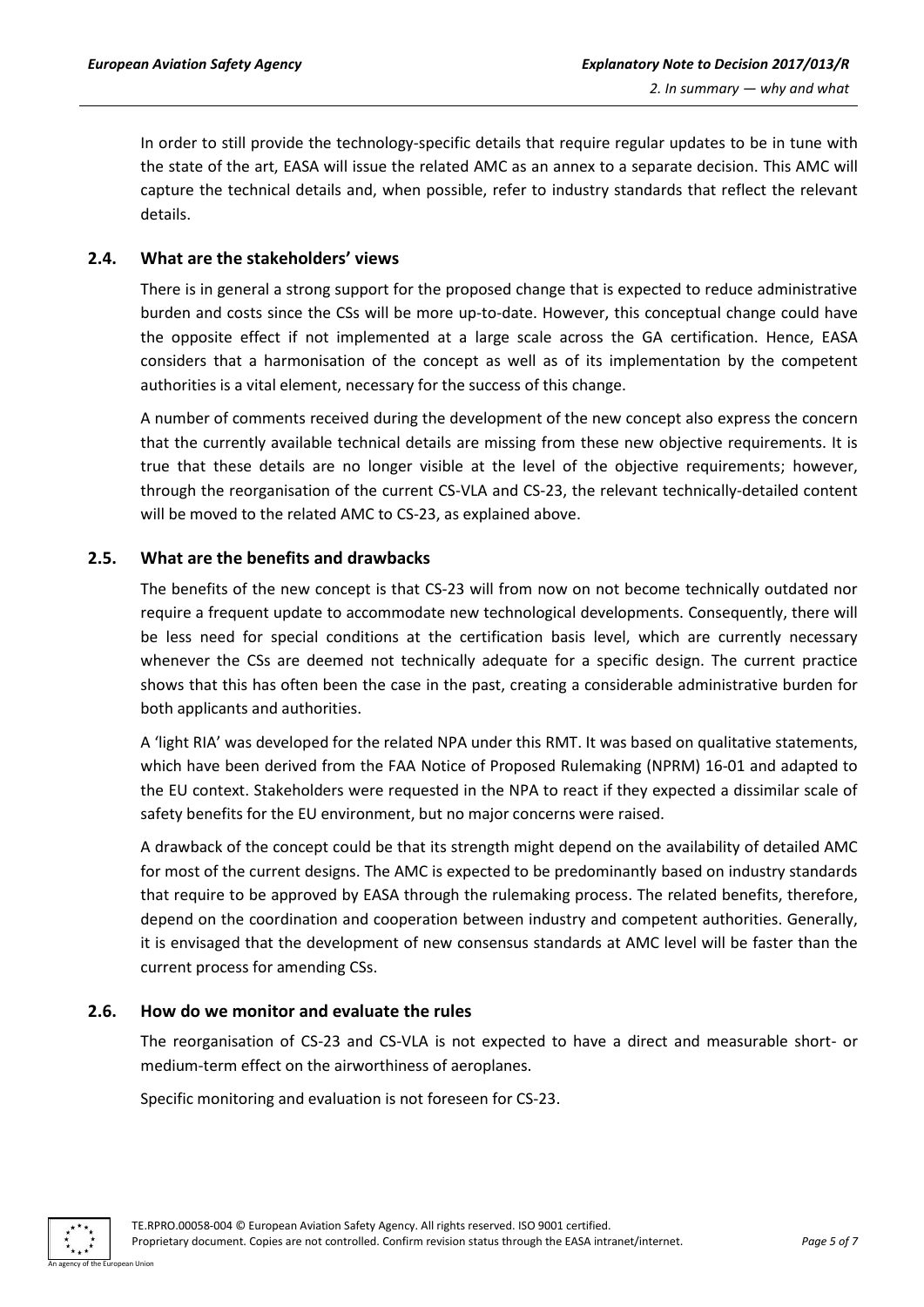In order to still provide the technology-specific details that require regular updates to be in tune with the state of the art, EASA will issue the related AMC as an annex to a separate decision. This AMC will capture the technical details and, when possible, refer to industry standards that reflect the relevant details.

### 2.4. What are the stakeholders' views

There is in general a strong support for the proposed change that is expected to reduce administrative burden and costs since the CSs will be more up-to-date. However, this conceptual change could have the opposite effect if not implemented at a large scale across the GA certification. Hence, EASA considers that a harmonisation of the concept as well as of its implementation by the competent authorities is a vital element, necessary for the success of this change.

A number of comments received during the development of the new concept also express the concern that the currently available technical details are missing from these new objective requirements. It is true that these details are no longer visible at the level of the objective requirements; however, through the reorganisation of the current CS-VLA and CS-23, the relevant technically-detailed content will be moved to the related AMC to CS-23, as explained above.

### 2.5. What are the benefits and drawbacks

The benefits of the new concept is that CS-23 will from now on not become technically outdated nor require a frequent update to accommodate new technological developments. Consequently, there will be less need for special conditions at the certification basis level, which are currently necessary whenever the CSs are deemed not technically adequate for a specific design. The current practice shows that this has often been the case in the past, creating a considerable administrative burden for both applicants and authorities.

A 'light RIA' was developed for the related NPA under this RMT. It was based on qualitative statements, which have been derived from the FAA Notice of Proposed Rulemaking (NPRM) 16-01 and adapted to the EU context. Stakeholders were requested in the NPA to react if they expected a dissimilar scale of safety benefits for the EU environment, but no major concerns were raised.

A drawback of the concept could be that its strength might depend on the availability of detailed AMC for most of the current designs. The AMC is expected to be predominantly based on industry standards that require to be approved by EASA through the rulemaking process. The related benefits, therefore, depend on the coordination and cooperation between industry and competent authorities. Generally, it is envisaged that the development of new consensus standards at AMC level will be faster than the current process for amending CSs.

### 2.6. How do we monitor and evaluate the rules

The reorganisation of CS-23 and CS-VLA is not expected to have a direct and measurable short- or medium-term effect on the airworthiness of aeroplanes.

Specific monitoring and evaluation is not foreseen for CS-23.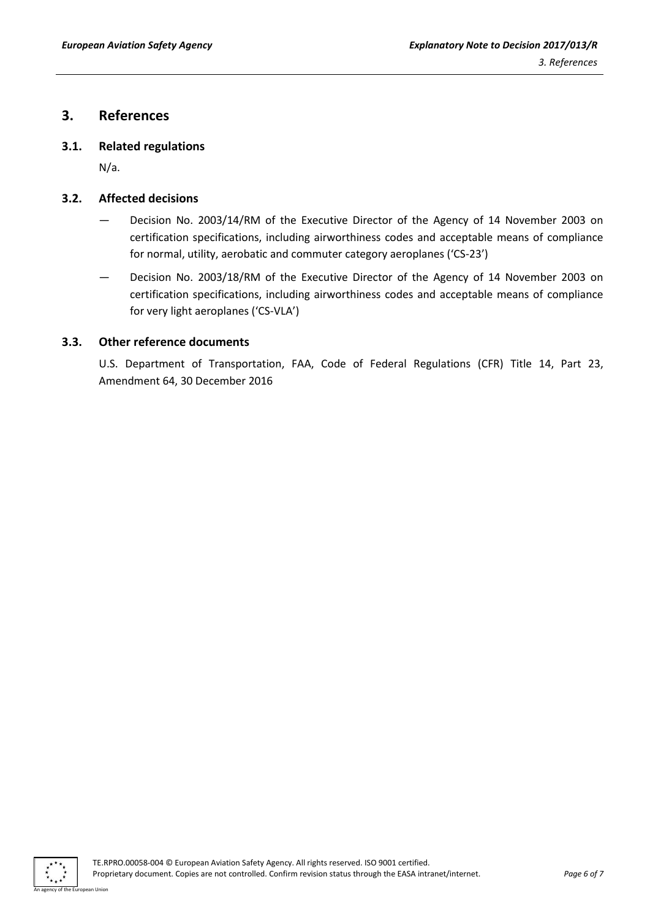# 3. References

## 3.1. Related regulations

N/a.

## 3.2. Affected decisions

— Decision No. 2003/14/RM of the Executive Director of the Agency of 14 November 2003 on certification specifications, including airworthiness codes and acceptable means of compliance for normal, utility, aerobatic and commuter category aeroplanes ('CS-23')

— Decision No. 2003/18/RM of the Executive Director of the Agency of 14 November 2003 on certification specifications, including airworthiness codes and acceptable means of compliance for very light aeroplanes ('CS-VLA')

## 3.3. Other reference documents

U.S. Department of Transportation, FAA, Code of Federal Regulations (CFR) Title 14, Part 23, Amendment 64, 30 December 2016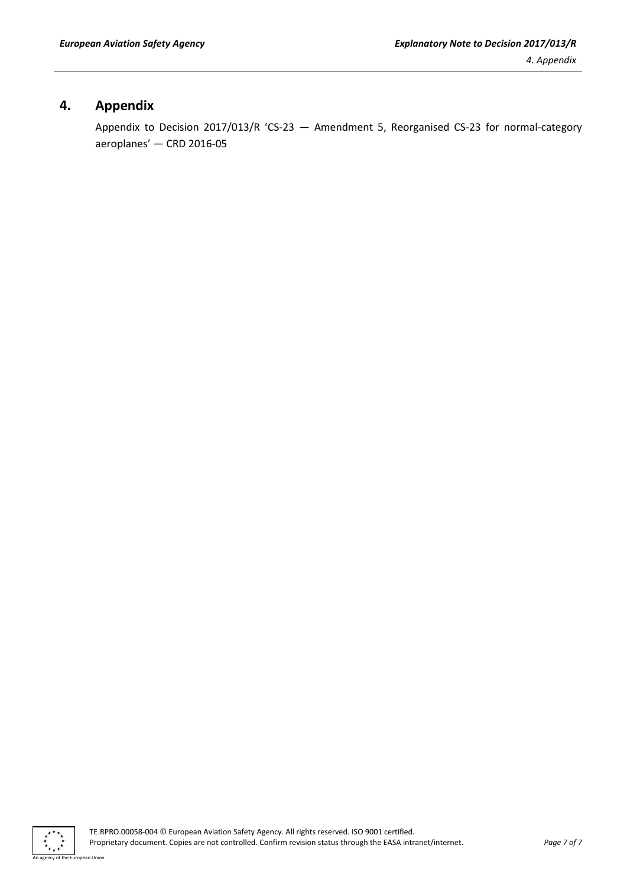## 4. Appendix

Appendix to Decision 2017/013/R 'CS-23 — Amendment 5, Reorganised CS-23 for normal-category aeroplanes' — CRD 2016-05